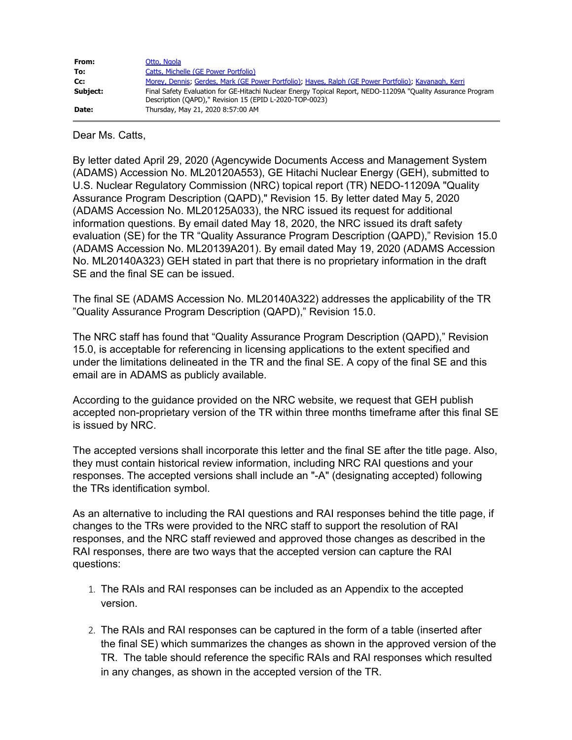| | |
|---|---|
| **From:** | Otto, Ngola |
| **To:** | Catts, Michelle (GE Power Portfolio) |
| **Cc:** | Morey, Dennis; Gerdes, Mark (GE Power Portfolio); Hayes, Ralph (GE Power Portfolio); Kavanagh, Kerri |
| **Subject:** | Final Safety Evaluation for GE-Hitachi Nuclear Energy Topical Report, NEDO-11209A "Quality Assurance Program Description (QAPD)," Revision 15 (EPID L-2020-TOP-0023) |
| **Date:** | Thursday, May 21, 2020 8:57:00 AM |

Dear Ms. Catts,

By letter dated April 29, 2020 (Agencywide Documents Access and Management System (ADAMS) Accession No. ML20120A553), GE Hitachi Nuclear Energy (GEH), submitted to U.S. Nuclear Regulatory Commission (NRC) topical report (TR) NEDO-11209A "Quality Assurance Program Description (QAPD)," Revision 15. By letter dated May 5, 2020 (ADAMS Accession No. ML20125A033), the NRC issued its request for additional information questions. By email dated May 18, 2020, the NRC issued its draft safety evaluation (SE) for the TR "Quality Assurance Program Description (QAPD)," Revision 15.0 (ADAMS Accession No. ML20139A201). By email dated May 19, 2020 (ADAMS Accession No. ML20140A323) GEH stated in part that there is no proprietary information in the draft SE and the final SE can be issued.

The final SE (ADAMS Accession No. ML20140A322) addresses the applicability of the TR "Quality Assurance Program Description (QAPD)," Revision 15.0.

The NRC staff has found that "Quality Assurance Program Description (QAPD)," Revision 15.0, is acceptable for referencing in licensing applications to the extent specified and under the limitations delineated in the TR and the final SE. A copy of the final SE and this email are in ADAMS as publicly available.

According to the guidance provided on the NRC website, we request that GEH publish accepted non-proprietary version of the TR within three months timeframe after this final SE is issued by NRC.

The accepted versions shall incorporate this letter and the final SE after the title page. Also, they must contain historical review information, including NRC RAI questions and your responses. The accepted versions shall include an "-A" (designating accepted) following the TRs identification symbol.

As an alternative to including the RAI questions and RAI responses behind the title page, if changes to the TRs were provided to the NRC staff to support the resolution of RAI responses, and the NRC staff reviewed and approved those changes as described in the RAI responses, there are two ways that the accepted version can capture the RAI questions:

1. The RAIs and RAI responses can be included as an Appendix to the accepted version.

2. The RAIs and RAI responses can be captured in the form of a table (inserted after the final SE) which summarizes the changes as shown in the approved version of the TR. The table should reference the specific RAIs and RAI responses which resulted in any changes, as shown in the accepted version of the TR.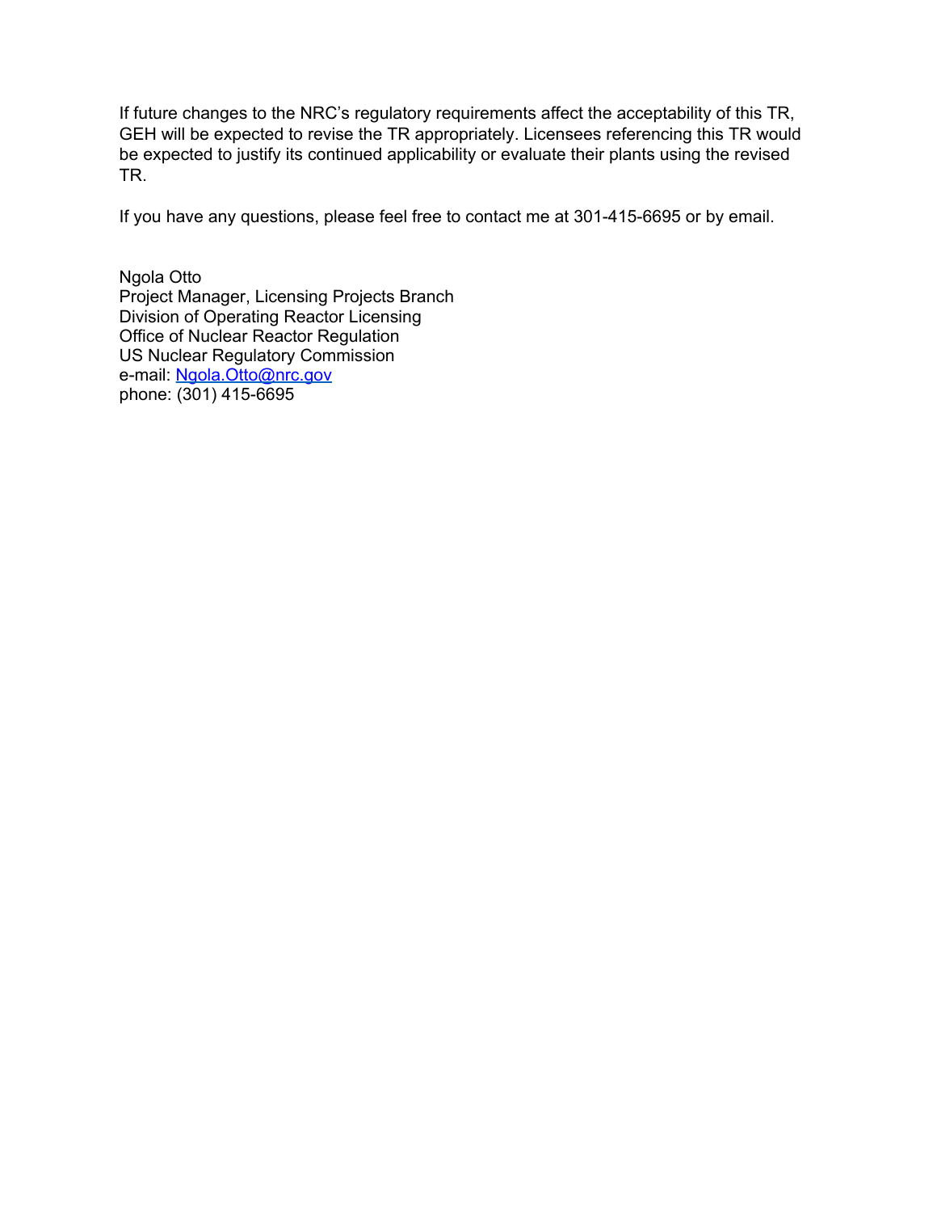If future changes to the NRC's regulatory requirements affect the acceptability of this TR, GEH will be expected to revise the TR appropriately. Licensees referencing this TR would be expected to justify its continued applicability or evaluate their plants using the revised TR.

If you have any questions, please feel free to contact me at 301-415-6695 or by email.

Ngola Otto  
Project Manager, Licensing Projects Branch  
Division of Operating Reactor Licensing  
Office of Nuclear Reactor Regulation  
US Nuclear Regulatory Commission  
e-mail: Ngola.Otto@nrc.gov  
phone: (301) 415-6695